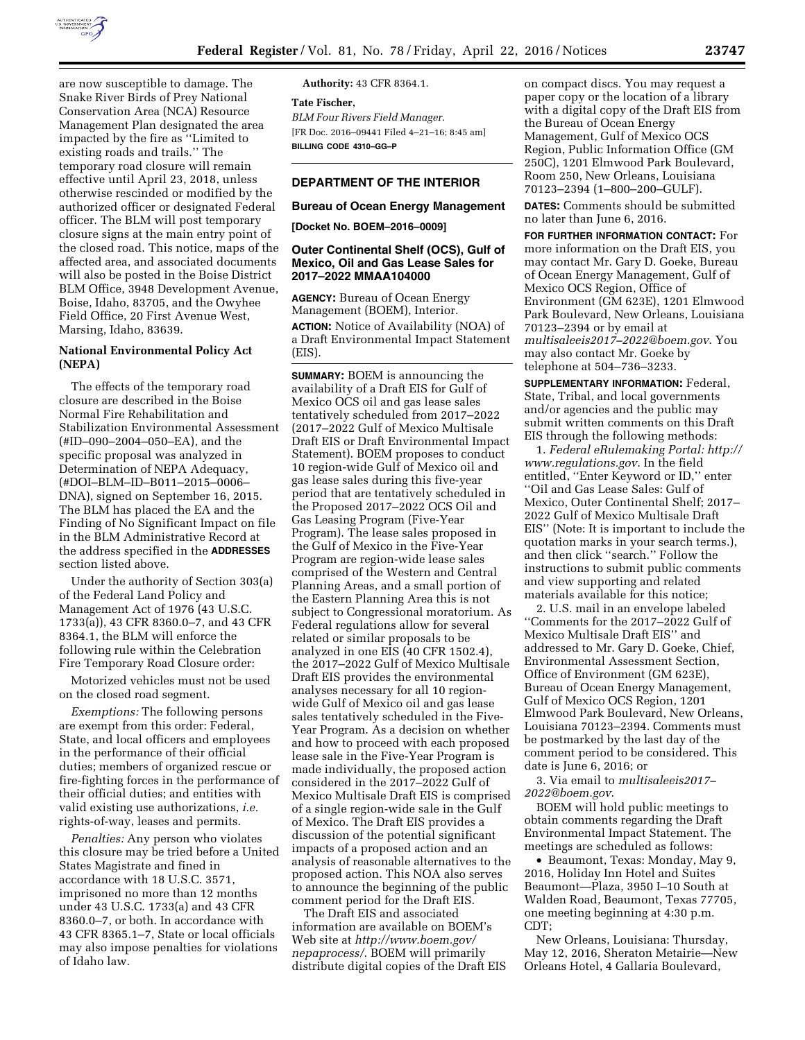are now susceptible to damage. The Snake River Birds of Prey National Conservation Area (NCA) Resource Management Plan designated the area impacted by the fire as ''Limited to existing roads and trails.'' The temporary road closure will remain effective until April 23, 2018, unless otherwise rescinded or modified by the authorized officer or designated Federal officer. The BLM will post temporary closure signs at the main entry point of the closed road. This notice, maps of the affected area, and associated documents will also be posted in the Boise District BLM Office, 3948 Development Avenue, Boise, Idaho, 83705, and the Owyhee Field Office, 20 First Avenue West, Marsing, Idaho, 83639.

**National Environmental Policy Act (NEPA)**

The effects of the temporary road closure are described in the Boise Normal Fire Rehabilitation and Stabilization Environmental Assessment (#ID–090–2004–050–EA), and the specific proposal was analyzed in Determination of NEPA Adequacy, (#DOI–BLM–ID–B011–2015–0006–DNA), signed on September 16, 2015. The BLM has placed the EA and the Finding of No Significant Impact on file in the BLM Administrative Record at the address specified in the **ADDRESSES** section listed above.

Under the authority of Section 303(a) of the Federal Land Policy and Management Act of 1976 (43 U.S.C. 1733(a)), 43 CFR 8360.0–7, and 43 CFR 8364.1, the BLM will enforce the following rule within the Celebration Fire Temporary Road Closure order:

Motorized vehicles must not be used on the closed road segment.

*Exemptions:* The following persons are exempt from this order: Federal, State, and local officers and employees in the performance of their official duties; members of organized rescue or fire-fighting forces in the performance of their official duties; and entities with valid existing use authorizations, *i.e.* rights-of-way, leases and permits.

*Penalties:* Any person who violates this closure may be tried before a United States Magistrate and fined in accordance with 18 U.S.C. 3571, imprisoned no more than 12 months under 43 U.S.C. 1733(a) and 43 CFR 8360.0–7, or both. In accordance with 43 CFR 8365.1–7, State or local officials may also impose penalties for violations of Idaho law.

**Authority:** 43 CFR 8364.1.

**Tate Fischer,**

*BLM Four Rivers Field Manager.*

[FR Doc. 2016–09441 Filed 4–21–16; 8:45 am]

**BILLING CODE 4310–GG–P**

## DEPARTMENT OF THE INTERIOR

### Bureau of Ocean Energy Management

**[Docket No. BOEM–2016–0009]**

### Outer Continental Shelf (OCS), Gulf of Mexico, Oil and Gas Lease Sales for 2017–2022 MMAA104000

**AGENCY:** Bureau of Ocean Energy Management (BOEM), Interior.

**ACTION:** Notice of Availability (NOA) of a Draft Environmental Impact Statement (EIS).

**SUMMARY:** BOEM is announcing the availability of a Draft EIS for Gulf of Mexico OCS oil and gas lease sales tentatively scheduled from 2017–2022 (2017–2022 Gulf of Mexico Multisale Draft EIS or Draft Environmental Impact Statement). BOEM proposes to conduct 10 region-wide Gulf of Mexico oil and gas lease sales during this five-year period that are tentatively scheduled in the Proposed 2017–2022 OCS Oil and Gas Leasing Program (Five-Year Program). The lease sales proposed in the Gulf of Mexico in the Five-Year Program are region-wide lease sales comprised of the Western and Central Planning Areas, and a small portion of the Eastern Planning Area this is not subject to Congressional moratorium. As Federal regulations allow for several related or similar proposals to be analyzed in one EIS (40 CFR 1502.4), the 2017–2022 Gulf of Mexico Multisale Draft EIS provides the environmental analyses necessary for all 10 region-wide Gulf of Mexico oil and gas lease sales tentatively scheduled in the Five-Year Program. As a decision on whether and how to proceed with each proposed lease sale in the Five-Year Program is made individually, the proposed action considered in the 2017–2022 Gulf of Mexico Multisale Draft EIS is comprised of a single region-wide sale in the Gulf of Mexico. The Draft EIS provides a discussion of the potential significant impacts of a proposed action and an analysis of reasonable alternatives to the proposed action. This NOA also serves to announce the beginning of the public comment period for the Draft EIS.

The Draft EIS and associated information are available on BOEM's Web site at *http://www.boem.gov/nepaprocess/*. BOEM will primarily distribute digital copies of the Draft EIS on compact discs. You may request a paper copy or the location of a library with a digital copy of the Draft EIS from the Bureau of Ocean Energy Management, Gulf of Mexico OCS Region, Public Information Office (GM 250C), 1201 Elmwood Park Boulevard, Room 250, New Orleans, Louisiana 70123–2394 (1–800–200–GULF).

**DATES:** Comments should be submitted no later than June 6, 2016.

**FOR FURTHER INFORMATION CONTACT:** For more information on the Draft EIS, you may contact Mr. Gary D. Goeke, Bureau of Ocean Energy Management, Gulf of Mexico OCS Region, Office of Environment (GM 623E), 1201 Elmwood Park Boulevard, New Orleans, Louisiana 70123–2394 or by email at *multisaleeis2017–2022@boem.gov*. You may also contact Mr. Goeke by telephone at 504–736–3233.

**SUPPLEMENTARY INFORMATION:** Federal, State, Tribal, and local governments and/or agencies and the public may submit written comments on this Draft EIS through the following methods:

1. *Federal eRulemaking Portal: http://www.regulations.gov*. In the field entitled, ''Enter Keyword or ID,'' enter ''Oil and Gas Lease Sales: Gulf of Mexico, Outer Continental Shelf; 2017–2022 Gulf of Mexico Multisale Draft EIS'' (Note: It is important to include the quotation marks in your search terms.), and then click ''search.'' Follow the instructions to submit public comments and view supporting and related materials available for this notice;

2. U.S. mail in an envelope labeled ''Comments for the 2017–2022 Gulf of Mexico Multisale Draft EIS'' and addressed to Mr. Gary D. Goeke, Chief, Environmental Assessment Section, Office of Environment (GM 623E), Bureau of Ocean Energy Management, Gulf of Mexico OCS Region, 1201 Elmwood Park Boulevard, New Orleans, Louisiana 70123–2394. Comments must be postmarked by the last day of the comment period to be considered. This date is June 6, 2016; or

3. Via email to *multisaleeis2017–2022@boem.gov*.

BOEM will hold public meetings to obtain comments regarding the Draft Environmental Impact Statement. The meetings are scheduled as follows:

- Beaumont, Texas: Monday, May 9, 2016, Holiday Inn Hotel and Suites Beaumont—Plaza, 3950 I–10 South at Walden Road, Beaumont, Texas 77705, one meeting beginning at 4:30 p.m. CDT;

New Orleans, Louisiana: Thursday, May 12, 2016, Sheraton Metairie—New Orleans Hotel, 4 Gallaria Boulevard,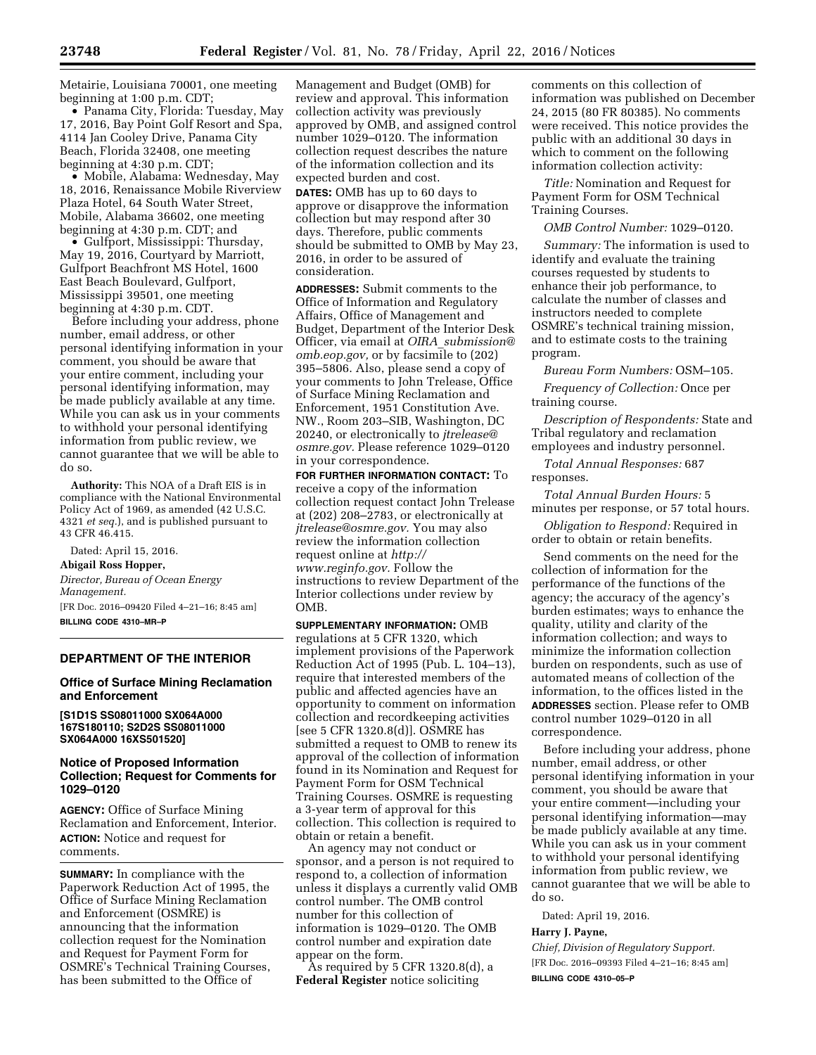Metairie, Louisiana 70001, one meeting beginning at 1:00 p.m. CDT;

- Panama City, Florida: Tuesday, May 17, 2016, Bay Point Golf Resort and Spa, 4114 Jan Cooley Drive, Panama City Beach, Florida 32408, one meeting beginning at 4:30 p.m. CDT;
- Mobile, Alabama: Wednesday, May 18, 2016, Renaissance Mobile Riverview Plaza Hotel, 64 South Water Street, Mobile, Alabama 36602, one meeting beginning at 4:30 p.m. CDT; and
- Gulfport, Mississippi: Thursday, May 19, 2016, Courtyard by Marriott, Gulfport Beachfront MS Hotel, 1600 East Beach Boulevard, Gulfport, Mississippi 39501, one meeting beginning at 4:30 p.m. CDT.

Before including your address, phone number, email address, or other personal identifying information in your comment, you should be aware that your entire comment, including your personal identifying information, may be made publicly available at any time. While you can ask us in your comments to withhold your personal identifying information from public review, we cannot guarantee that we will be able to do so.

**Authority:** This NOA of a Draft EIS is in compliance with the National Environmental Policy Act of 1969, as amended (42 U.S.C. 4321 *et seq.*), and is published pursuant to 43 CFR 46.415.

Dated: April 15, 2016.

**Abigail Ross Hopper,**

*Director, Bureau of Ocean Energy Management.*

[FR Doc. 2016–09420 Filed 4–21–16; 8:45 am]

**BILLING CODE 4310–MR–P**

## DEPARTMENT OF THE INTERIOR

### Office of Surface Mining Reclamation and Enforcement

**[S1D1S SS08011000 SX064A000 167S180110; S2D2S SS08011000 SX064A000 16XS501520]**

### Notice of Proposed Information Collection; Request for Comments for 1029–0120

**AGENCY:** Office of Surface Mining Reclamation and Enforcement, Interior.

**ACTION:** Notice and request for comments.

**SUMMARY:** In compliance with the Paperwork Reduction Act of 1995, the Office of Surface Mining Reclamation and Enforcement (OSMRE) is announcing that the information collection request for the Nomination and Request for Payment Form for OSMRE's Technical Training Courses, has been submitted to the Office of Management and Budget (OMB) for review and approval. This information collection activity was previously approved by OMB, and assigned control number 1029–0120. The information collection request describes the nature of the information collection and its expected burden and cost.

**DATES:** OMB has up to 60 days to approve or disapprove the information collection but may respond after 30 days. Therefore, public comments should be submitted to OMB by May 23, 2016, in order to be assured of consideration.

**ADDRESSES:** Submit comments to the Office of Information and Regulatory Affairs, Office of Management and Budget, Department of the Interior Desk Officer, via email at *OIRA_submission@omb.eop.gov,* or by facsimile to (202) 395–5806. Also, please send a copy of your comments to John Trelease, Office of Surface Mining Reclamation and Enforcement, 1951 Constitution Ave. NW., Room 203–SIB, Washington, DC 20240, or electronically to *jtrelease@osmre.gov.* Please reference 1029–0120 in your correspondence.

**FOR FURTHER INFORMATION CONTACT:** To receive a copy of the information collection request contact John Trelease at (202) 208–2783, or electronically at *jtrelease@osmre.gov.* You may also review the information collection request online at *http://www.reginfo.gov.* Follow the instructions to review Department of the Interior collections under review by OMB.

**SUPPLEMENTARY INFORMATION:** OMB regulations at 5 CFR 1320, which implement provisions of the Paperwork Reduction Act of 1995 (Pub. L. 104–13), require that interested members of the public and affected agencies have an opportunity to comment on information collection and recordkeeping activities [see 5 CFR 1320.8(d)]. OSMRE has submitted a request to OMB to renew its approval of the collection of information found in its Nomination and Request for Payment Form for OSM Technical Training Courses. OSMRE is requesting a 3-year term of approval for this collection. This collection is required to obtain or retain a benefit.

An agency may not conduct or sponsor, and a person is not required to respond to, a collection of information unless it displays a currently valid OMB control number. The OMB control number for this collection of information is 1029–0120. The OMB control number and expiration date appear on the form.

As required by 5 CFR 1320.8(d), a **Federal Register** notice soliciting comments on this collection of information was published on December 24, 2015 (80 FR 80385). No comments were received. This notice provides the public with an additional 30 days in which to comment on the following information collection activity:

*Title:* Nomination and Request for Payment Form for OSM Technical Training Courses.

*OMB Control Number:* 1029–0120.

*Summary:* The information is used to identify and evaluate the training courses requested by students to enhance their job performance, to calculate the number of classes and instructors needed to complete OSMRE's technical training mission, and to estimate costs to the training program.

*Bureau Form Numbers:* OSM–105.

*Frequency of Collection:* Once per training course.

*Description of Respondents:* State and Tribal regulatory and reclamation employees and industry personnel.

*Total Annual Responses:* 687 responses.

*Total Annual Burden Hours:* 5 minutes per response, or 57 total hours.

*Obligation to Respond:* Required in order to obtain or retain benefits.

Send comments on the need for the collection of information for the performance of the functions of the agency; the accuracy of the agency's burden estimates; ways to enhance the quality, utility and clarity of the information collection; and ways to minimize the information collection burden on respondents, such as use of automated means of collection of the information, to the offices listed in the **ADDRESSES** section. Please refer to OMB control number 1029–0120 in all correspondence.

Before including your address, phone number, email address, or other personal identifying information in your comment, you should be aware that your entire comment—including your personal identifying information—may be made publicly available at any time. While you can ask us in your comment to withhold your personal identifying information from public review, we cannot guarantee that we will be able to do so.

Dated: April 19, 2016.

**Harry J. Payne,**

*Chief, Division of Regulatory Support.*

[FR Doc. 2016–09393 Filed 4–21–16; 8:45 am]

**BILLING CODE 4310–05–P**